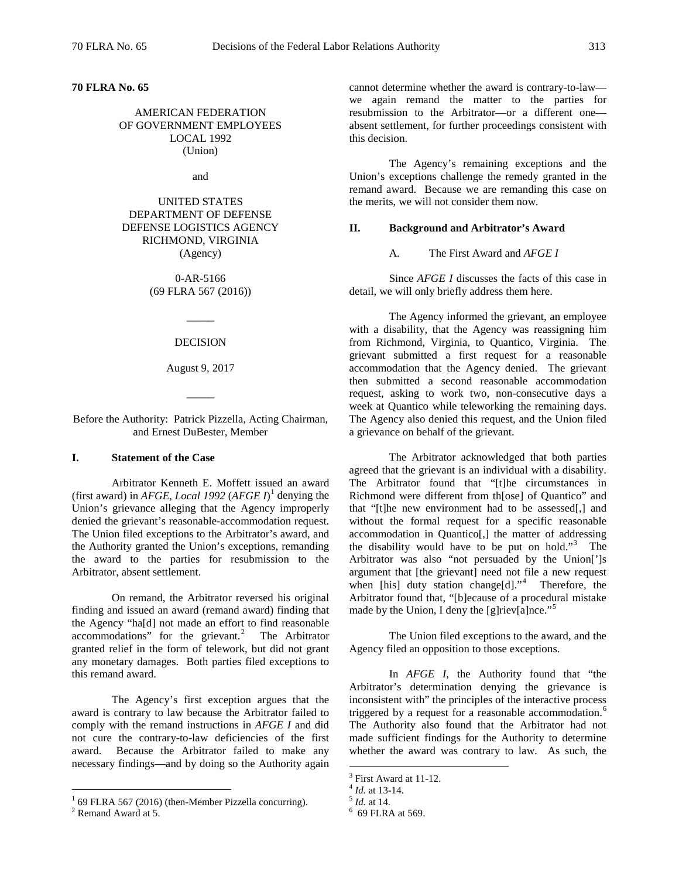**70 FLRA No. 65**

AMERICAN FEDERATION
OF GOVERNMENT EMPLOYEES
LOCAL 1992
(Union)

and

UNITED STATES
DEPARTMENT OF DEFENSE
DEFENSE LOGISTICS AGENCY
RICHMOND, VIRGINIA
(Agency)

0-AR-5166
(69 FLRA 567 (2016))

_____

DECISION

August 9, 2017

_____

Before the Authority: Patrick Pizzella, Acting Chairman, and Ernest DuBester, Member

## I. Statement of the Case

Arbitrator Kenneth E. Moffett issued an award (first award) in *AFGE, Local 1992* (*AFGE I*)[1] denying the Union's grievance alleging that the Agency improperly denied the grievant's reasonable-accommodation request. The Union filed exceptions to the Arbitrator's award, and the Authority granted the Union's exceptions, remanding the award to the parties for resubmission to the Arbitrator, absent settlement.

On remand, the Arbitrator reversed his original finding and issued an award (remand award) finding that the Agency "ha[d] not made an effort to find reasonable accommodations" for the grievant.[2] The Arbitrator granted relief in the form of telework, but did not grant any monetary damages. Both parties filed exceptions to this remand award.

The Agency's first exception argues that the award is contrary to law because the Arbitrator failed to comply with the remand instructions in *AFGE I* and did not cure the contrary-to-law deficiencies of the first award. Because the Arbitrator failed to make any necessary findings—and by doing so the Authority again cannot determine whether the award is contrary-to-law—we again remand the matter to the parties for resubmission to the Arbitrator—or a different one—absent settlement, for further proceedings consistent with this decision.

The Agency's remaining exceptions and the Union's exceptions challenge the remedy granted in the remand award. Because we are remanding this case on the merits, we will not consider them now.

## II. Background and Arbitrator's Award

### A. The First Award and *AFGE I*

Since *AFGE I* discusses the facts of this case in detail, we will only briefly address them here.

The Agency informed the grievant, an employee with a disability, that the Agency was reassigning him from Richmond, Virginia, to Quantico, Virginia. The grievant submitted a first request for a reasonable accommodation that the Agency denied. The grievant then submitted a second reasonable accommodation request, asking to work two, non-consecutive days a week at Quantico while teleworking the remaining days. The Agency also denied this request, and the Union filed a grievance on behalf of the grievant.

The Arbitrator acknowledged that both parties agreed that the grievant is an individual with a disability. The Arbitrator found that "[t]he circumstances in Richmond were different from th[ose] of Quantico" and that "[t]he new environment had to be assessed[,] and without the formal request for a specific reasonable accommodation in Quantico[,] the matter of addressing the disability would have to be put on hold."[3] The Arbitrator was also "not persuaded by the Union[']s argument that [the grievant] need not file a new request when [his] duty station change[d]."[4] Therefore, the Arbitrator found that, "[b]ecause of a procedural mistake made by the Union, I deny the [g]riev[a]nce."[5]

The Union filed exceptions to the award, and the Agency filed an opposition to those exceptions.

In *AFGE I*, the Authority found that "the Arbitrator's determination denying the grievance is inconsistent with" the principles of the interactive process triggered by a request for a reasonable accommodation.[6] The Authority also found that the Arbitrator had not made sufficient findings for the Authority to determine whether the award was contrary to law. As such, the

---

[1] 69 FLRA 567 (2016) (then-Member Pizzella concurring).
[2] Remand Award at 5.
[3] First Award at 11-12.
[4] *Id.* at 13-14.
[5] *Id.* at 14.
[6] 69 FLRA at 569.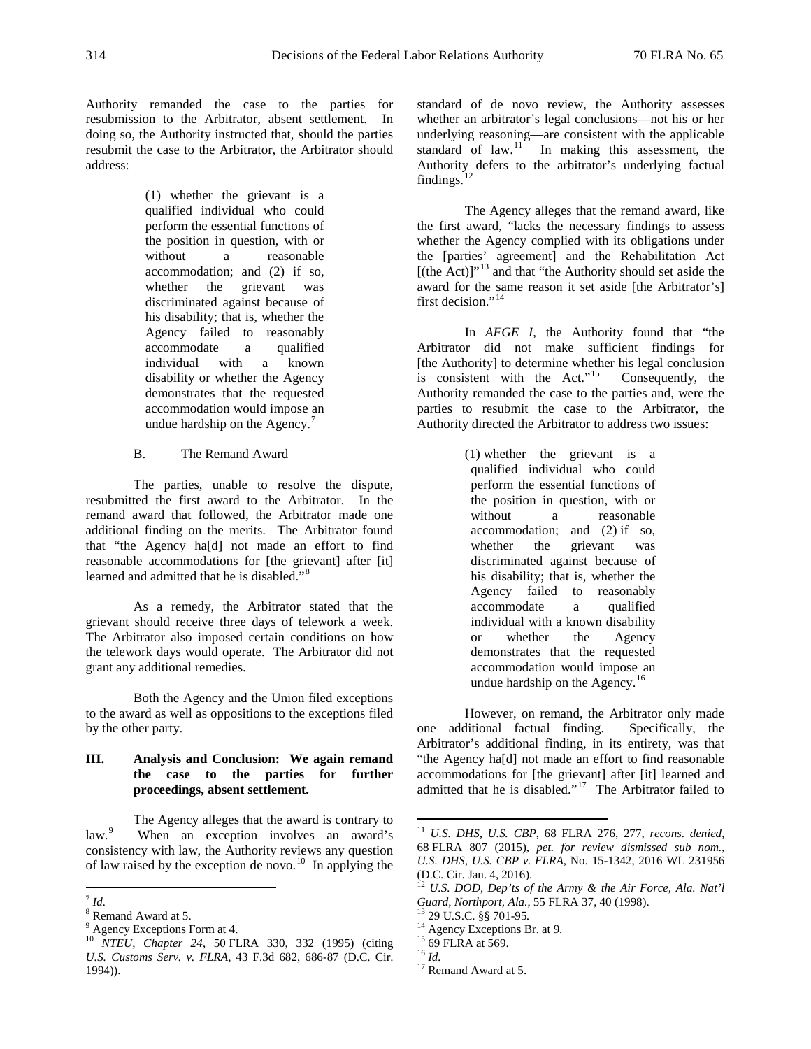Authority remanded the case to the parties for resubmission to the Arbitrator, absent settlement. In doing so, the Authority instructed that, should the parties resubmit the case to the Arbitrator, the Arbitrator should address:

> (1) whether the grievant is a qualified individual who could perform the essential functions of the position in question, with or without a reasonable accommodation; and (2) if so, whether the grievant was discriminated against because of his disability; that is, whether the Agency failed to reasonably accommodate a qualified individual with a known disability or whether the Agency demonstrates that the requested accommodation would impose an undue hardship on the Agency.[7]

### B. The Remand Award

The parties, unable to resolve the dispute, resubmitted the first award to the Arbitrator. In the remand award that followed, the Arbitrator made one additional finding on the merits. The Arbitrator found that "the Agency ha[d] not made an effort to find reasonable accommodations for [the grievant] after [it] learned and admitted that he is disabled."[8]

As a remedy, the Arbitrator stated that the grievant should receive three days of telework a week. The Arbitrator also imposed certain conditions on how the telework days would operate. The Arbitrator did not grant any additional remedies.

Both the Agency and the Union filed exceptions to the award as well as oppositions to the exceptions filed by the other party.

## III. Analysis and Conclusion: We again remand the case to the parties for further proceedings, absent settlement.

The Agency alleges that the award is contrary to law.[9] When an exception involves an award's consistency with law, the Authority reviews any question of law raised by the exception de novo.[10] In applying the standard of de novo review, the Authority assesses whether an arbitrator's legal conclusions—not his or her underlying reasoning—are consistent with the applicable standard of law.[11] In making this assessment, the Authority defers to the arbitrator's underlying factual findings.[12]

The Agency alleges that the remand award, like the first award, "lacks the necessary findings to assess whether the Agency complied with its obligations under the [parties' agreement] and the Rehabilitation Act [(the Act)]"[13] and that "the Authority should set aside the award for the same reason it set aside [the Arbitrator's] first decision."[14]

In *AFGE I*, the Authority found that "the Arbitrator did not make sufficient findings for [the Authority] to determine whether his legal conclusion is consistent with the Act."[15] Consequently, the Authority remanded the case to the parties and, were the parties to resubmit the case to the Arbitrator, the Authority directed the Arbitrator to address two issues:

> (1) whether the grievant is a qualified individual who could perform the essential functions of the position in question, with or without a reasonable accommodation; and (2) if so, whether the grievant was discriminated against because of his disability; that is, whether the Agency failed to reasonably accommodate a qualified individual with a known disability or whether the Agency demonstrates that the requested accommodation would impose an undue hardship on the Agency.[16]

However, on remand, the Arbitrator only made one additional factual finding. Specifically, the Arbitrator's additional finding, in its entirety, was that "the Agency ha[d] not made an effort to find reasonable accommodations for [the grievant] after [it] learned and admitted that he is disabled."[17] The Arbitrator failed to

---

[7] *Id.*

[8] Remand Award at 5.

[9] Agency Exceptions Form at 4.

[10] *NTEU, Chapter 24*, 50 FLRA 330, 332 (1995) (citing *U.S. Customs Serv. v. FLRA*, 43 F.3d 682, 686-87 (D.C. Cir. 1994)).

[11] *U.S. DHS, U.S. CBP*, 68 FLRA 276, 277, *recons. denied*, 68 FLRA 807 (2015), *pet. for review dismissed sub nom.*, *U.S. DHS, U.S. CBP v. FLRA*, No. 15-1342, 2016 WL 231956 (D.C. Cir. Jan. 4, 2016).

[12] *U.S. DOD, Dep'ts of the Army & the Air Force, Ala. Nat'l Guard, Northport, Ala.*, 55 FLRA 37, 40 (1998).

[13] 29 U.S.C. §§ 701-95*.*

[14] Agency Exceptions Br. at 9.

[15] 69 FLRA at 569.

[16] *Id.*

[17] Remand Award at 5.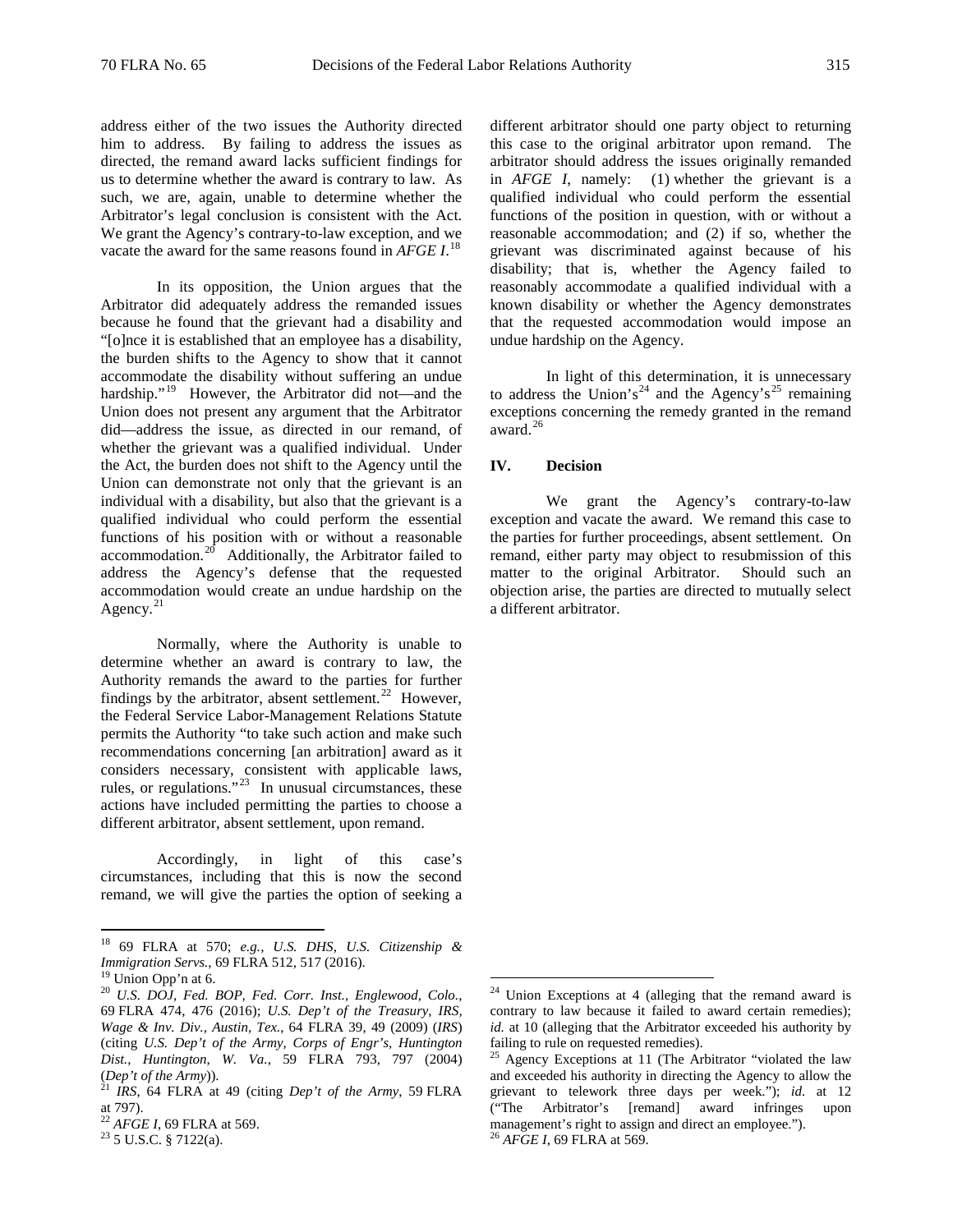address either of the two issues the Authority directed him to address. By failing to address the issues as directed, the remand award lacks sufficient findings for us to determine whether the award is contrary to law. As such, we are, again, unable to determine whether the Arbitrator's legal conclusion is consistent with the Act. We grant the Agency's contrary-to-law exception, and we vacate the award for the same reasons found in *AFGE I*.[18]

In its opposition, the Union argues that the Arbitrator did adequately address the remanded issues because he found that the grievant had a disability and "[o]nce it is established that an employee has a disability, the burden shifts to the Agency to show that it cannot accommodate the disability without suffering an undue hardship."[19] However, the Arbitrator did not—and the Union does not present any argument that the Arbitrator did—address the issue, as directed in our remand, of whether the grievant was a qualified individual. Under the Act, the burden does not shift to the Agency until the Union can demonstrate not only that the grievant is an individual with a disability, but also that the grievant is a qualified individual who could perform the essential functions of his position with or without a reasonable accommodation.[20] Additionally, the Arbitrator failed to address the Agency's defense that the requested accommodation would create an undue hardship on the Agency.[21]

Normally, where the Authority is unable to determine whether an award is contrary to law, the Authority remands the award to the parties for further findings by the arbitrator, absent settlement.[22] However, the Federal Service Labor-Management Relations Statute permits the Authority "to take such action and make such recommendations concerning [an arbitration] award as it considers necessary, consistent with applicable laws, rules, or regulations."[23] In unusual circumstances, these actions have included permitting the parties to choose a different arbitrator, absent settlement, upon remand.

Accordingly, in light of this case's circumstances, including that this is now the second remand, we will give the parties the option of seeking a different arbitrator should one party object to returning this case to the original arbitrator upon remand. The arbitrator should address the issues originally remanded in *AFGE I*, namely: (1) whether the grievant is a qualified individual who could perform the essential functions of the position in question, with or without a reasonable accommodation; and (2) if so, whether the grievant was discriminated against because of his disability; that is, whether the Agency failed to reasonably accommodate a qualified individual with a known disability or whether the Agency demonstrates that the requested accommodation would impose an undue hardship on the Agency.

In light of this determination, it is unnecessary to address the Union's[24] and the Agency's[25] remaining exceptions concerning the remedy granted in the remand award.[26]

## IV. Decision

We grant the Agency's contrary-to-law exception and vacate the award. We remand this case to the parties for further proceedings, absent settlement. On remand, either party may object to resubmission of this matter to the original Arbitrator. Should such an objection arise, the parties are directed to mutually select a different arbitrator.

---

[18] 69 FLRA at 570; *e.g.*, *U.S. DHS, U.S. Citizenship & Immigration Servs.*, 69 FLRA 512, 517 (2016).

[19] Union Opp'n at 6.

[20] *U.S. DOJ, Fed. BOP, Fed. Corr. Inst., Englewood, Colo.*, 69 FLRA 474, 476 (2016); *U.S. Dep't of the Treasury, IRS, Wage & Inv. Div., Austin, Tex.*, 64 FLRA 39, 49 (2009) (*IRS*) (citing *U.S. Dep't of the Army, Corps of Engr's, Huntington Dist., Huntington, W. Va.*, 59 FLRA 793, 797 (2004) (*Dep't of the Army*)).

[21] *IRS*, 64 FLRA at 49 (citing *Dep't of the Army*, 59 FLRA at 797).

[22] *AFGE I*, 69 FLRA at 569.

[23] 5 U.S.C. § 7122(a).

[24] Union Exceptions at 4 (alleging that the remand award is contrary to law because it failed to award certain remedies); *id.* at 10 (alleging that the Arbitrator exceeded his authority by failing to rule on requested remedies).

[25] Agency Exceptions at 11 (The Arbitrator "violated the law and exceeded his authority in directing the Agency to allow the grievant to telework three days per week."); *id.* at 12 ("The Arbitrator's [remand] award infringes upon management's right to assign and direct an employee.").

[26] *AFGE I*, 69 FLRA at 569.